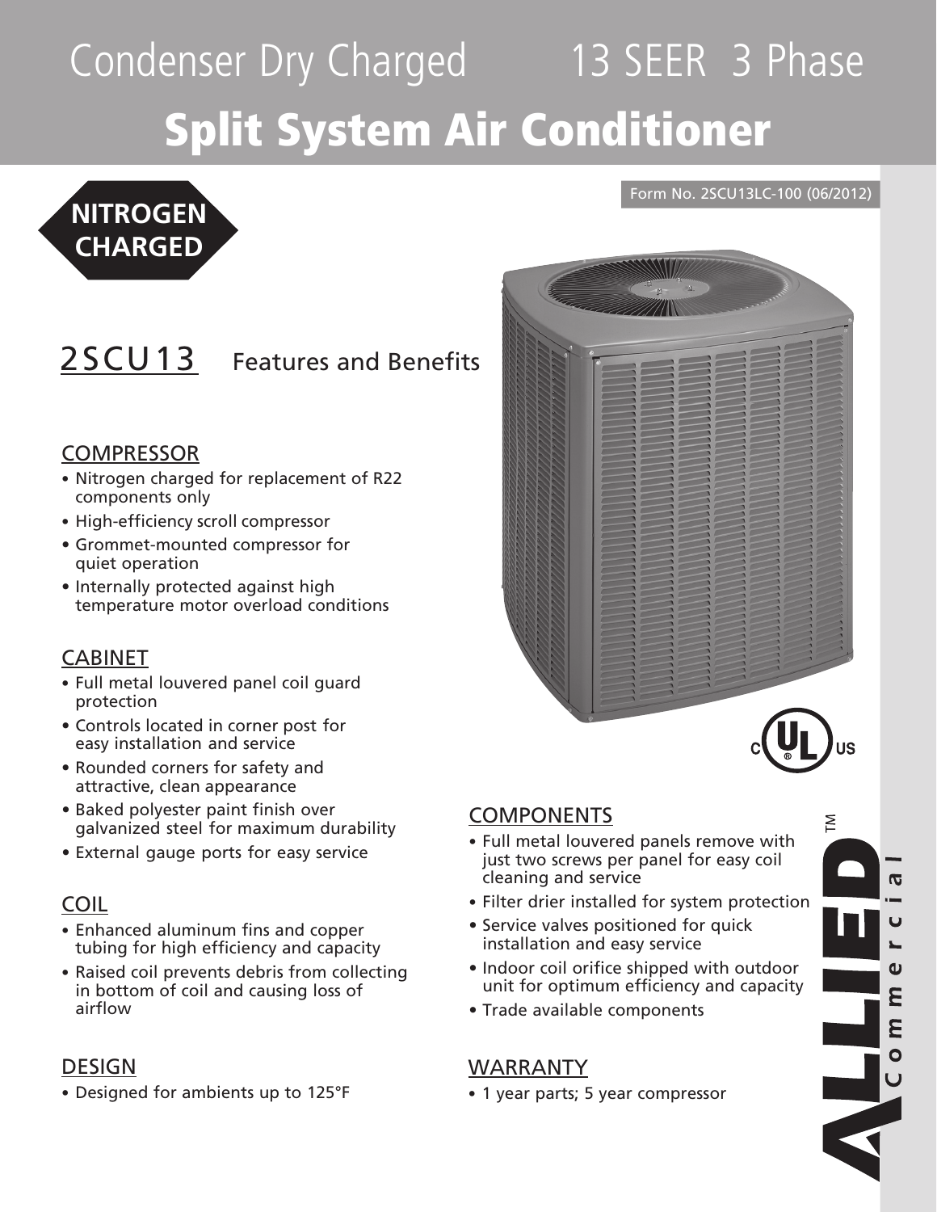# Condenser Dry Charged 13 SEER 3 Phase

# Split System Air Conditioner

**NITROGEN CHARGED**

Form No. 2SCU13LC-100 (06/2012)

## 2SCU13 Features and Benefits

### COMPRESSOR

- Nitrogen charged for replacement of R22 components only
- High-efficiency scroll compressor
- Grommet-mounted compressor for quiet operation
- Internally protected against high temperature motor overload conditions

### CABINET

- Full metal louvered panel coil guard protection
- Controls located in corner post for easy installation and service
- Rounded corners for safety and attractive, clean appearance
- Baked polyester paint finish over galvanized steel for maximum durability
- External gauge ports for easy service

### COIL

- Enhanced aluminum fins and copper tubing for high efficiency and capacity
- Raised coil prevents debris from collecting in bottom of coil and causing loss of airflow

### DESIGN

- Designed for ambients up to 125°F

### COMPONENTS

- Full metal louvered panels remove with just two screws per panel for easy coil cleaning and service
- Filter drier installed for system protection
- Service valves positioned for quick installation and easy service
- Indoor coil orifice shipped with outdoor unit for optimum efficiency and capacity
- Trade available components

### WARRANTY

- 1 year parts; 5 year compressor

ALLIED™ Commercial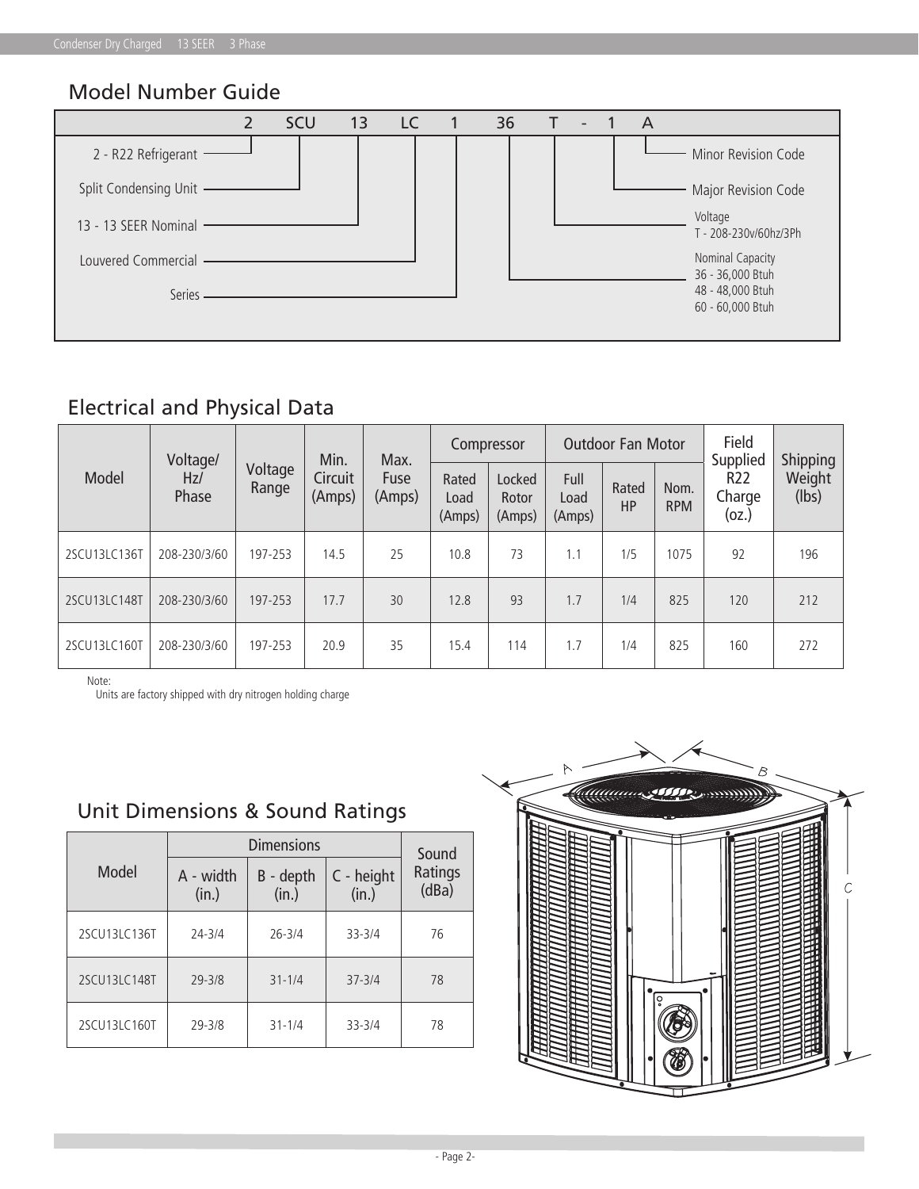## Model Number Guide

| 2 | SCU | 13 | LC | 1 | 36 | T | - | 1 | A |
|---|---|---|---|---|---|---|---|---|---|

- 2 - R22 Refrigerant
- SCU - Split Condensing Unit
- 13 - 13 SEER Nominal
- LC - Louvered Commercial
- 1 - Series
- 36 - Nominal Capacity
  - 36 - 36,000 Btuh
  - 48 - 48,000 Btuh
  - 60 - 60,000 Btuh
- T - Voltage
  - T - 208-230v/60hz/3Ph
- 1 - Major Revision Code
- A - Minor Revision Code

## Electrical and Physical Data

| Model | Voltage/ Hz/ Phase | Voltage Range | Min. Circuit (Amps) | Max. Fuse (Amps) | Compressor | | Outdoor Fan Motor | | | Field Supplied R22 Charge (oz.) | Shipping Weight (lbs) |
|---|---|---|---|---|---|---|---|---|---|---|---|
| | | | | | Rated Load (Amps) | Locked Rotor (Amps) | Full Load (Amps) | Rated HP | Nom. RPM | | |
| 2SCU13LC136T | 208-230/3/60 | 197-253 | 14.5 | 25 | 10.8 | 73 | 1.1 | 1/5 | 1075 | 92 | 196 |
| 2SCU13LC148T | 208-230/3/60 | 197-253 | 17.7 | 30 | 12.8 | 93 | 1.7 | 1/4 | 825 | 120 | 212 |
| 2SCU13LC160T | 208-230/3/60 | 197-253 | 20.9 | 35 | 15.4 | 114 | 1.7 | 1/4 | 825 | 160 | 272 |

Note:
Units are factory shipped with dry nitrogen holding charge

## Unit Dimensions & Sound Ratings

| Model | Dimensions | | | Sound Ratings (dBa) |
|---|---|---|---|---|
| | A - width (in.) | B - depth (in.) | C - height (in.) | |
| 2SCU13LC136T | 24-3/4 | 26-3/4 | 33-3/4 | 76 |
| 2SCU13LC148T | 29-3/8 | 31-1/4 | 37-3/4 | 78 |
| 2SCU13LC160T | 29-3/8 | 31-1/4 | 33-3/4 | 78 |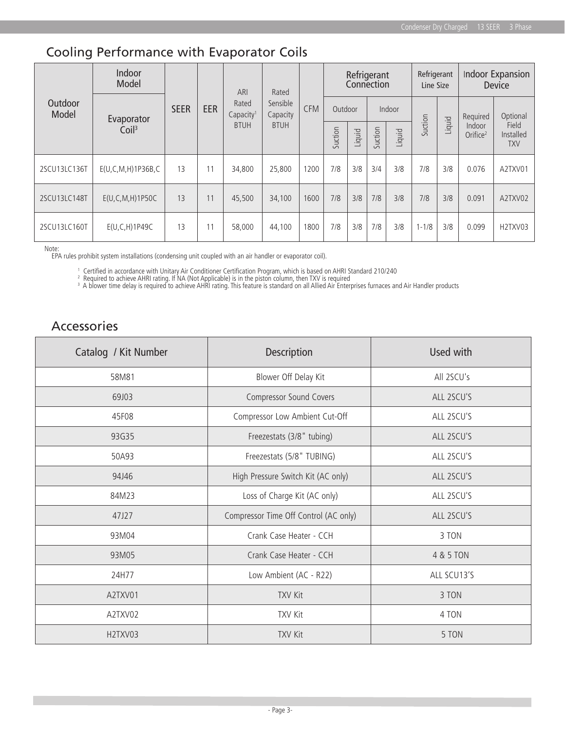## Cooling Performance with Evaporator Coils

| Outdoor Model | Indoor Model | SEER | EER | ARI Rated Capacity[1] BTUH | Rated Sensible Capacity BTUH | CFM | Refrigerant Connection | | | | Refrigerant Line Size | | Indoor Expansion Device | |
|---|---|---|---|---|---|---|---|---|---|---|---|---|---|---|
| | Evaporator Coil[3] | | | | | | Outdoor | | Indoor | | Suction | Liquid | Required Indoor Orifice[2] | Optional Field Installed TXV |
| | | | | | | | Suction | Liquid | Suction | Liquid | | | | |
| 2SCU13LC136T | E(U,C,M,H)1P36B,C | 13 | 11 | 34,800 | 25,800 | 1200 | 7/8 | 3/8 | 3/4 | 3/8 | 7/8 | 3/8 | 0.076 | A2TXV01 |
| 2SCU13LC148T | E(U,C,M,H)1P50C | 13 | 11 | 45,500 | 34,100 | 1600 | 7/8 | 3/8 | 7/8 | 3/8 | 7/8 | 3/8 | 0.091 | A2TXV02 |
| 2SCU13LC160T | E(U,C,H)1P49C | 13 | 11 | 58,000 | 44,100 | 1800 | 7/8 | 3/8 | 7/8 | 3/8 | 1-1/8 | 3/8 | 0.099 | H2TXV03 |

Note:
EPA rules prohibit system installations (condensing unit coupled with an air handler or evaporator coil).

[1] Certified in accordance with Unitary Air Conditioner Certification Program, which is based on AHRI Standard 210/240
[2] Required to achieve AHRI rating. If NA (Not Applicable) is in the piston column, then TXV is required
[3] A blower time delay is required to achieve AHRI rating. This feature is standard on all Allied Air Enterprises furnaces and Air Handler products

## Accessories

| Catalog / Kit Number | Description | Used with |
|---|---|---|
| 58M81 | Blower Off Delay Kit | All 2SCU's |
| 69J03 | Compressor Sound Covers | ALL 2SCU'S |
| 45F08 | Compressor Low Ambient Cut-Off | ALL 2SCU'S |
| 93G35 | Freezestats (3/8" tubing) | ALL 2SCU'S |
| 50A93 | Freezestats (5/8" TUBING) | ALL 2SCU'S |
| 94J46 | High Pressure Switch Kit (AC only) | ALL 2SCU'S |
| 84M23 | Loss of Charge Kit (AC only) | ALL 2SCU'S |
| 47J27 | Compressor Time Off Control (AC only) | ALL 2SCU'S |
| 93M04 | Crank Case Heater - CCH | 3 TON |
| 93M05 | Crank Case Heater - CCH | 4 & 5 TON |
| 24H77 | Low Ambient (AC - R22) | ALL SCU13'S |
| A2TXV01 | TXV Kit | 3 TON |
| A2TXV02 | TXV Kit | 4 TON |
| H2TXV03 | TXV Kit | 5 TON |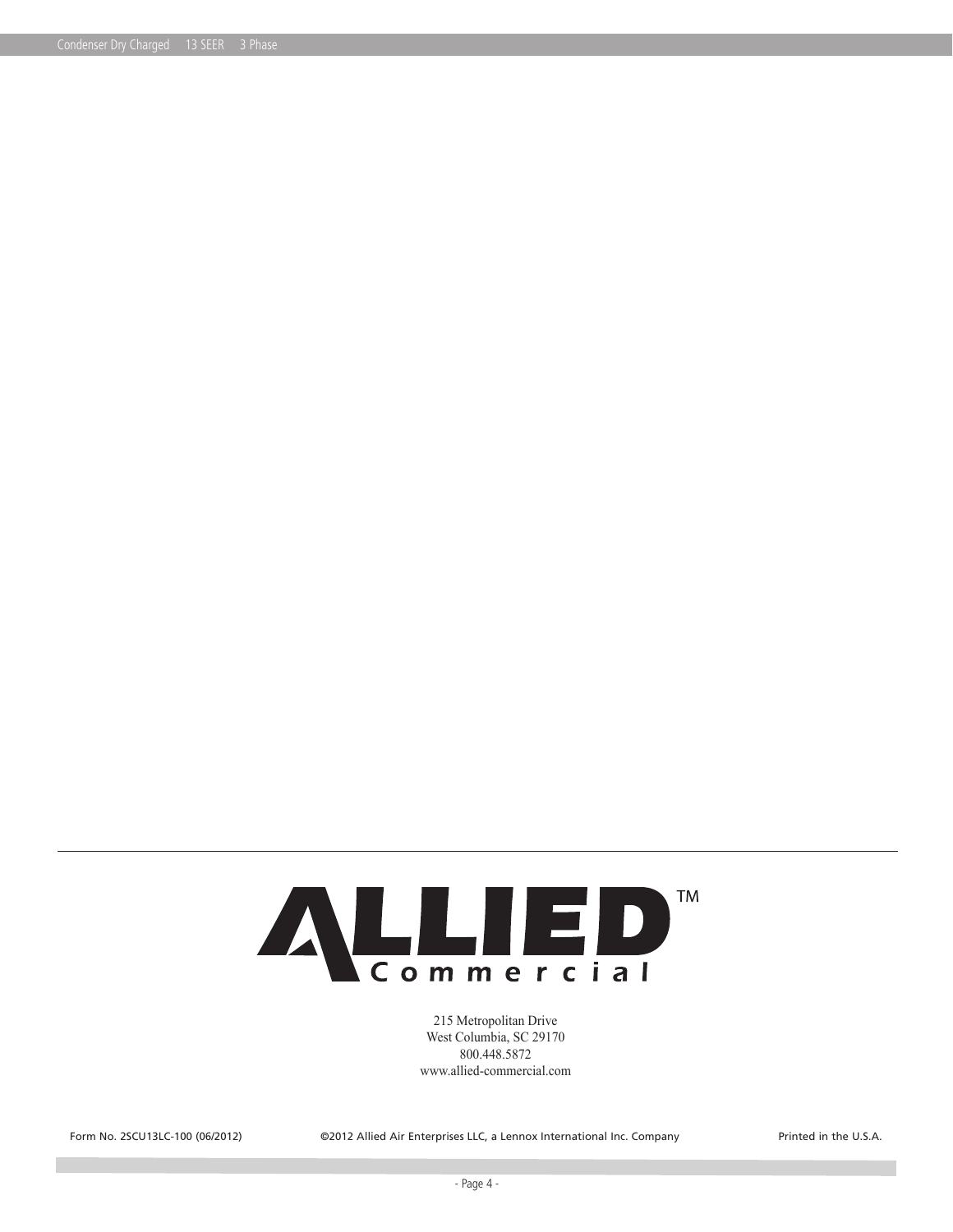ALLIED™ Commercial

215 Metropolitan Drive
West Columbia, SC 29170
800.448.5872
www.allied-commercial.com

Form No. 2SCU13LC-100 (06/2012) ©2012 Allied Air Enterprises LLC, a Lennox International Inc. Company Printed in the U.S.A.